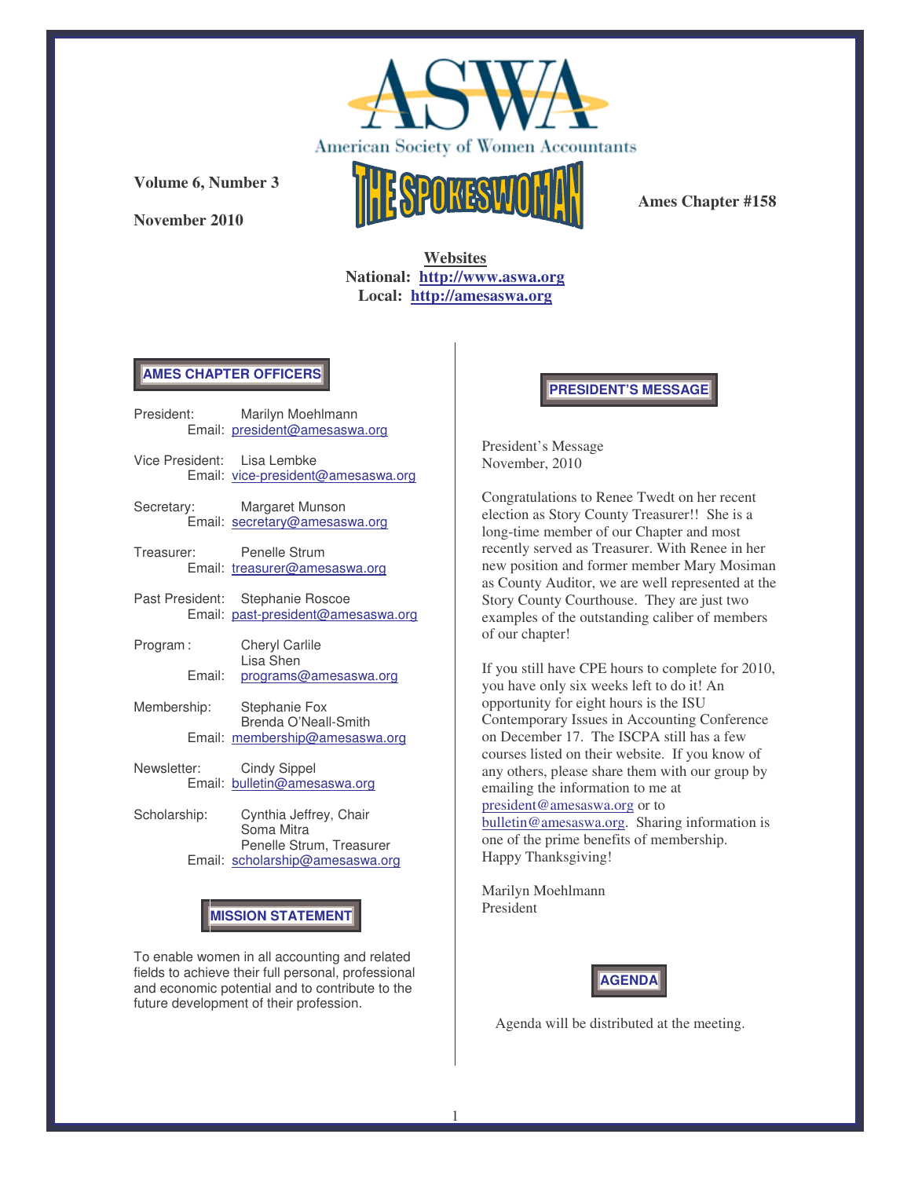# ASWA

American Society of Women Accountants

# THE SPOKESWOMAN

**Volume 6, Number 3**

**November 2010**

**Ames Chapter #158**

**Websites**
**National: http://www.aswa.org**
**Local: http://amesaswa.org**

## AMES CHAPTER OFFICERS

President: Marilyn Moehlmann
Email: president@amesaswa.org

Vice President: Lisa Lembke
Email: vice-president@amesaswa.org

Secretary: Margaret Munson
Email: secretary@amesaswa.org

Treasurer: Penelle Strum
Email: treasurer@amesaswa.org

Past President: Stephanie Roscoe
Email: past-president@amesaswa.org

Program: Cheryl Carlile
Lisa Shen
Email: programs@amesaswa.org

Membership: Stephanie Fox
Brenda O'Neall-Smith
Email: membership@amesaswa.org

Newsletter: Cindy Sippel
Email: bulletin@amesaswa.org

Scholarship: Cynthia Jeffrey, Chair
Soma Mitra
Penelle Strum, Treasurer
Email: scholarship@amesaswa.org

## MISSION STATEMENT

To enable women in all accounting and related fields to achieve their full personal, professional and economic potential and to contribute to the future development of their profession.

## PRESIDENT'S MESSAGE

President's Message
November, 2010

Congratulations to Renee Twedt on her recent election as Story County Treasurer!! She is a long-time member of our Chapter and most recently served as Treasurer. With Renee in her new position and former member Mary Mosiman as County Auditor, we are well represented at the Story County Courthouse. They are just two examples of the outstanding caliber of members of our chapter!

If you still have CPE hours to complete for 2010, you have only six weeks left to do it! An opportunity for eight hours is the ISU Contemporary Issues in Accounting Conference on December 17. The ISCPA still has a few courses listed on their website. If you know of any others, please share them with our group by emailing the information to me at president@amesaswa.org or to bulletin@amesaswa.org. Sharing information is one of the prime benefits of membership. Happy Thanksgiving!

Marilyn Moehlmann
President

## AGENDA

Agenda will be distributed at the meeting.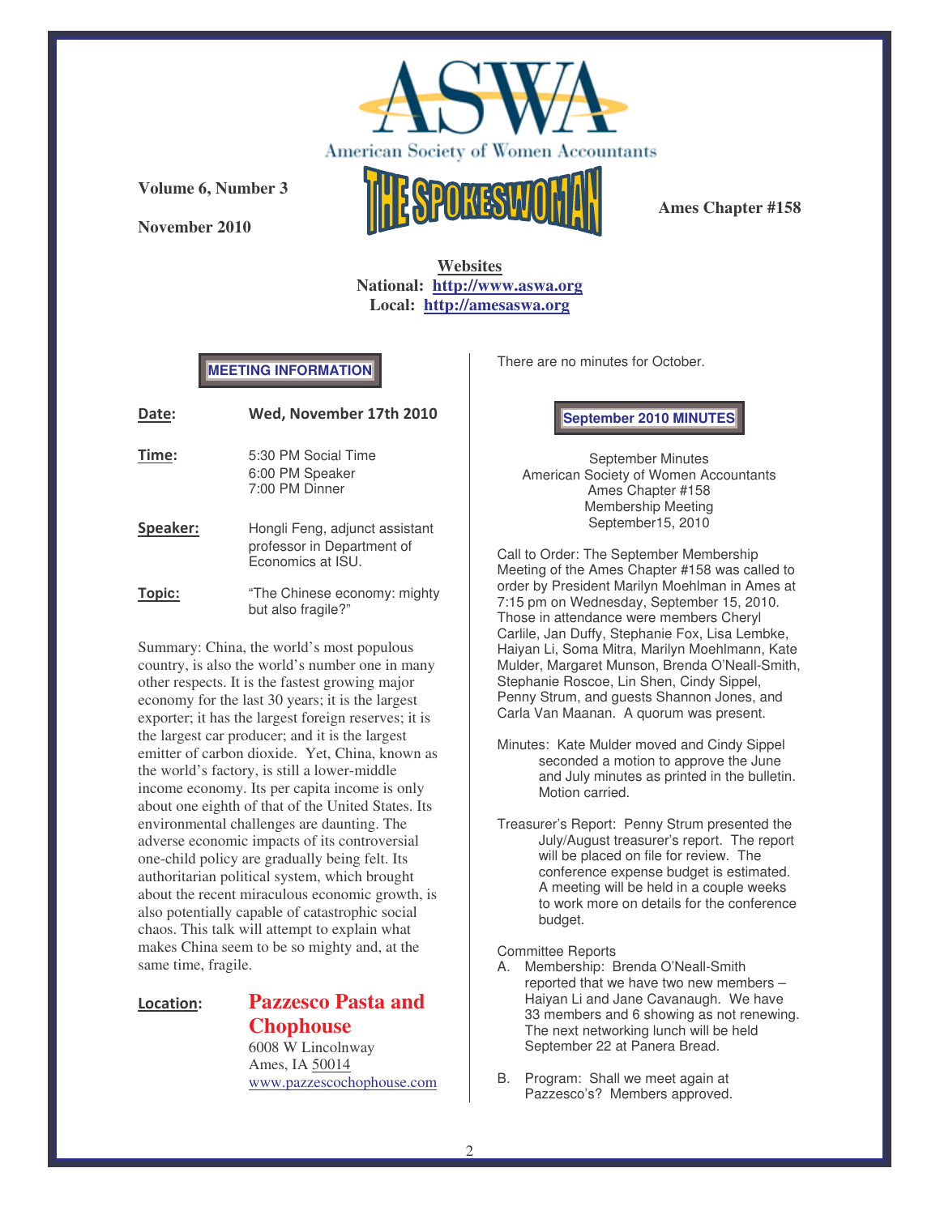# ASWA

American Society of Women Accountants

**Volume 6, Number 3**

**November 2010**

# THE SPOKESWOMAN

**Ames Chapter #158**

**Websites**
**National: http://www.aswa.org**
**Local: http://amesaswa.org**

## MEETING INFORMATION

| | |
|---|---|
| **Date:** | **Wed, November 17th 2010** |
| **Time:** | 5:30 PM Social Time<br>6:00 PM Speaker<br>7:00 PM Dinner |
| **Speaker:** | Hongli Feng, adjunct assistant professor in Department of Economics at ISU. |
| **Topic:** | "The Chinese economy: mighty but also fragile?" |

Summary: China, the world's most populous country, is also the world's number one in many other respects. It is the fastest growing major economy for the last 30 years; it is the largest exporter; it has the largest foreign reserves; it is the largest car producer; and it is the largest emitter of carbon dioxide. Yet, China, known as the world's factory, is still a lower-middle income economy. Its per capita income is only about one eighth of that of the United States. Its environmental challenges are daunting. The adverse economic impacts of its controversial one-child policy are gradually being felt. Its authoritarian political system, which brought about the recent miraculous economic growth, is also potentially capable of catastrophic social chaos. This talk will attempt to explain what makes China seem to be so mighty and, at the same time, fragile.

**Location:** **Pazzesco Pasta and Chophouse**
6008 W Lincolnway
Ames, IA 50014
www.pazzescochophouse.com

There are no minutes for October.

## September 2010 MINUTES

September Minutes
American Society of Women Accountants
Ames Chapter #158
Membership Meeting
September15, 2010

Call to Order: The September Membership Meeting of the Ames Chapter #158 was called to order by President Marilyn Moehlman in Ames at 7:15 pm on Wednesday, September 15, 2010. Those in attendance were members Cheryl Carlile, Jan Duffy, Stephanie Fox, Lisa Lembke, Haiyan Li, Soma Mitra, Marilyn Moehlmann, Kate Mulder, Margaret Munson, Brenda O'Neall-Smith, Stephanie Roscoe, Lin Shen, Cindy Sippel, Penny Strum, and guests Shannon Jones, and Carla Van Maanan. A quorum was present.

Minutes: Kate Mulder moved and Cindy Sippel seconded a motion to approve the June and July minutes as printed in the bulletin. Motion carried.

Treasurer's Report: Penny Strum presented the July/August treasurer's report. The report will be placed on file for review. The conference expense budget is estimated. A meeting will be held in a couple weeks to work more on details for the conference budget.

Committee Reports

A. Membership: Brenda O'Neall-Smith reported that we have two new members – Haiyan Li and Jane Cavanaugh. We have 33 members and 6 showing as not renewing. The next networking lunch will be held September 22 at Panera Bread.

B. Program: Shall we meet again at Pazzesco's? Members approved.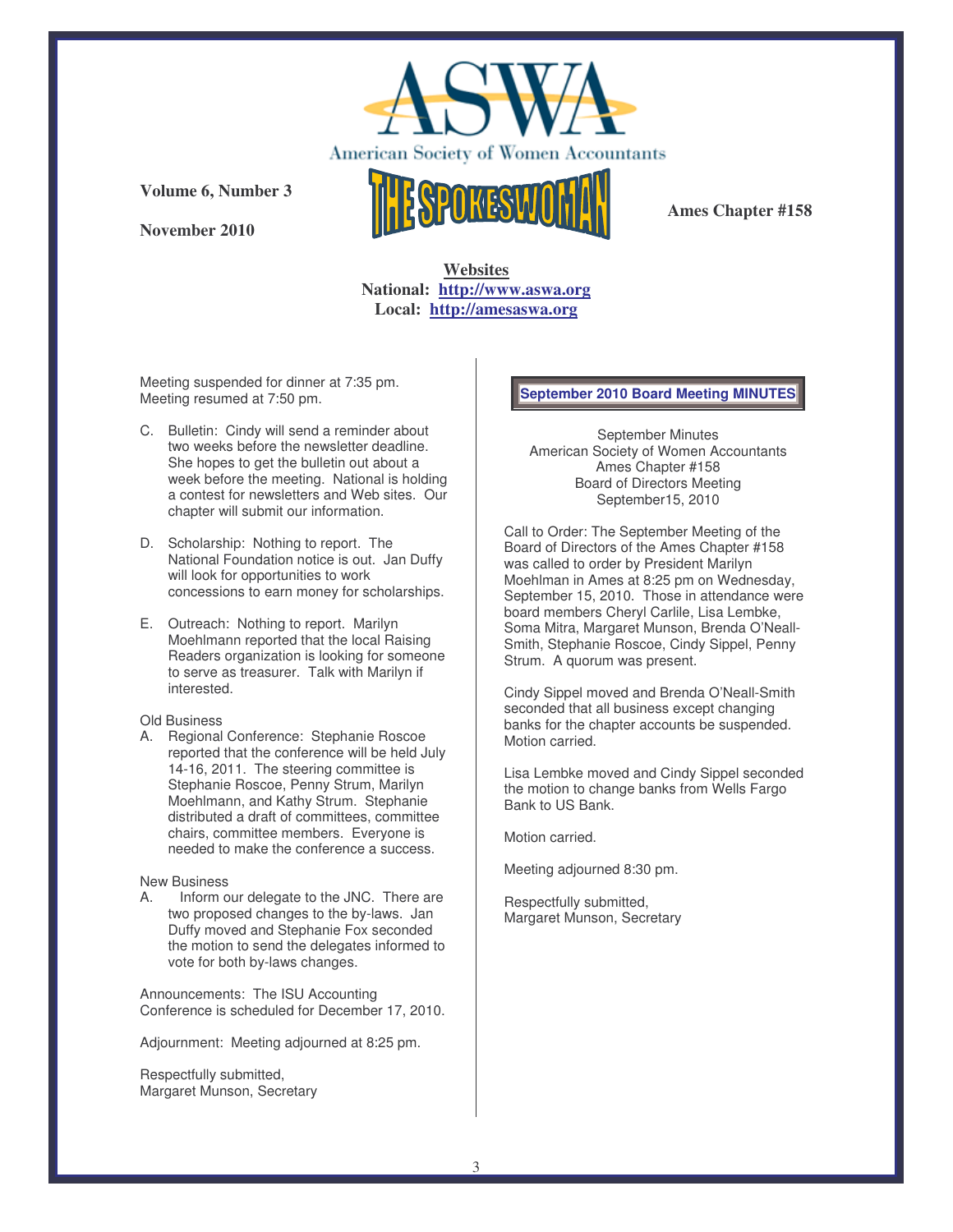Meeting suspended for dinner at 7:35 pm.
Meeting resumed at 7:50 pm.

C. Bulletin: Cindy will send a reminder about two weeks before the newsletter deadline. She hopes to get the bulletin out about a week before the meeting. National is holding a contest for newsletters and Web sites. Our chapter will submit our information.

D. Scholarship: Nothing to report. The National Foundation notice is out. Jan Duffy will look for opportunities to work concessions to earn money for scholarships.

E. Outreach: Nothing to report. Marilyn Moehlmann reported that the local Raising Readers organization is looking for someone to serve as treasurer. Talk with Marilyn if interested.

Old Business

A. Regional Conference: Stephanie Roscoe reported that the conference will be held July 14-16, 2011. The steering committee is Stephanie Roscoe, Penny Strum, Marilyn Moehlmann, and Kathy Strum. Stephanie distributed a draft of committees, committee chairs, committee members. Everyone is needed to make the conference a success.

New Business

A. Inform our delegate to the JNC. There are two proposed changes to the by-laws. Jan Duffy moved and Stephanie Fox seconded the motion to send the delegates informed to vote for both by-laws changes.

Announcements: The ISU Accounting Conference is scheduled for December 17, 2010.

Adjournment: Meeting adjourned at 8:25 pm.

Respectfully submitted,
Margaret Munson, Secretary

## September 2010 Board Meeting MINUTES

September Minutes
American Society of Women Accountants
Ames Chapter #158
Board of Directors Meeting
September15, 2010

Call to Order: The September Meeting of the Board of Directors of the Ames Chapter #158 was called to order by President Marilyn Moehlman in Ames at 8:25 pm on Wednesday, September 15, 2010. Those in attendance were board members Cheryl Carlile, Lisa Lembke, Soma Mitra, Margaret Munson, Brenda O'Neall-Smith, Stephanie Roscoe, Cindy Sippel, Penny Strum. A quorum was present.

Cindy Sippel moved and Brenda O'Neall-Smith seconded that all business except changing banks for the chapter accounts be suspended. Motion carried.

Lisa Lembke moved and Cindy Sippel seconded the motion to change banks from Wells Fargo Bank to US Bank.

Motion carried.

Meeting adjourned 8:30 pm.

Respectfully submitted,
Margaret Munson, Secretary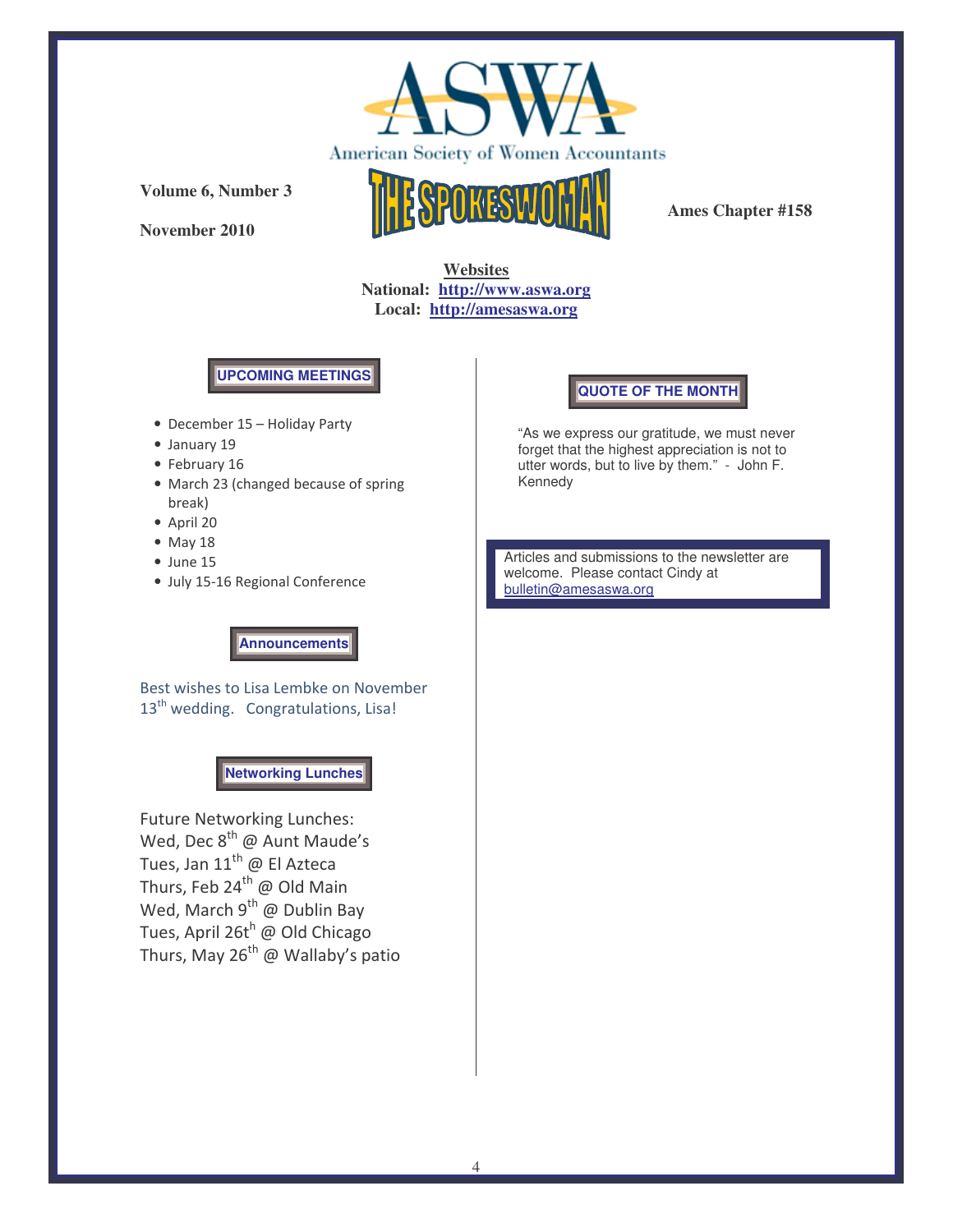# ASWA

American Society of Women Accountants

**Volume 6, Number 3**

**November 2010**

# THE SPOKESWOMAN

**Ames Chapter #158**

**Websites**
**National: http://www.aswa.org**
**Local: http://amesaswa.org**

## UPCOMING MEETINGS

- December 15 – Holiday Party
- January 19
- February 16
- March 23 (changed because of spring break)
- April 20
- May 18
- June 15
- July 15-16 Regional Conference

## Announcements

Best wishes to Lisa Lembke on November 13th wedding. Congratulations, Lisa!

## Networking Lunches

Future Networking Lunches:
Wed, Dec 8th @ Aunt Maude's
Tues, Jan 11th @ El Azteca
Thurs, Feb 24th @ Old Main
Wed, March 9th @ Dublin Bay
Tues, April 26th @ Old Chicago
Thurs, May 26th @ Wallaby's patio

## QUOTE OF THE MONTH

"As we express our gratitude, we must never forget that the highest appreciation is not to utter words, but to live by them." - John F. Kennedy

Articles and submissions to the newsletter are welcome. Please contact Cindy at bulletin@amesaswa.org